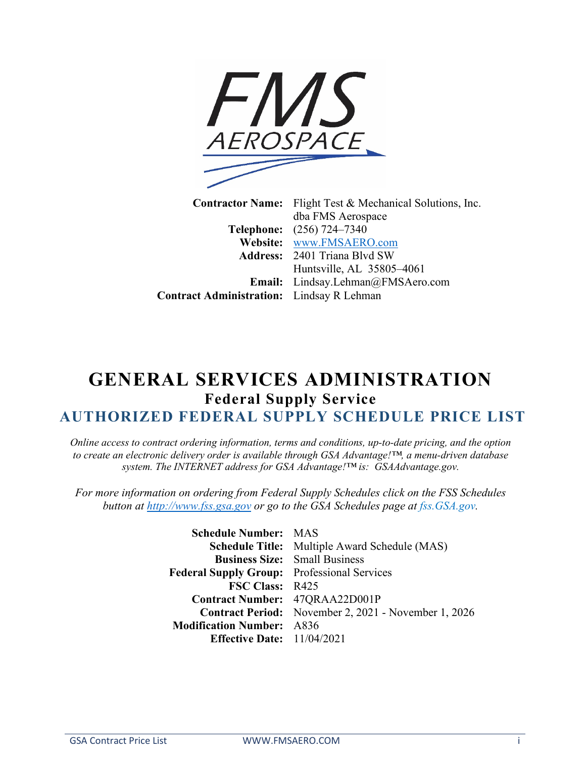**Contractor Name:** Flight Test & Mechanical Solutions, Inc. dba FMS Aerospace
**Telephone:** (256) 724–7340
**Website:** www.FMSAERO.com
**Address:** 2401 Triana Blvd SW Huntsville, AL 35805–4061
**Email:** Lindsay.Lehman@FMSAero.com
**Contract Administration:** Lindsay R Lehman

# GENERAL SERVICES ADMINISTRATION

## Federal Supply Service

## AUTHORIZED FEDERAL SUPPLY SCHEDULE PRICE LIST

*Online access to contract ordering information, terms and conditions, up-to-date pricing, and the option to create an electronic delivery order is available through GSA Advantage!™, a menu-driven database system. The INTERNET address for GSA Advantage!™ is: GSAAdvantage.gov.*

*For more information on ordering from Federal Supply Schedules click on the FSS Schedules button at http://www.fss.gsa.gov or go to the GSA Schedules page at fss.GSA.gov.*

**Schedule Number:** MAS
**Schedule Title:** Multiple Award Schedule (MAS)
**Business Size:** Small Business
**Federal Supply Group:** Professional Services
**FSC Class:** R425
**Contract Number:** 47QRAA22D001P
**Contract Period:** November 2, 2021 - November 1, 2026
**Modification Number:** A836
**Effective Date:** 11/04/2021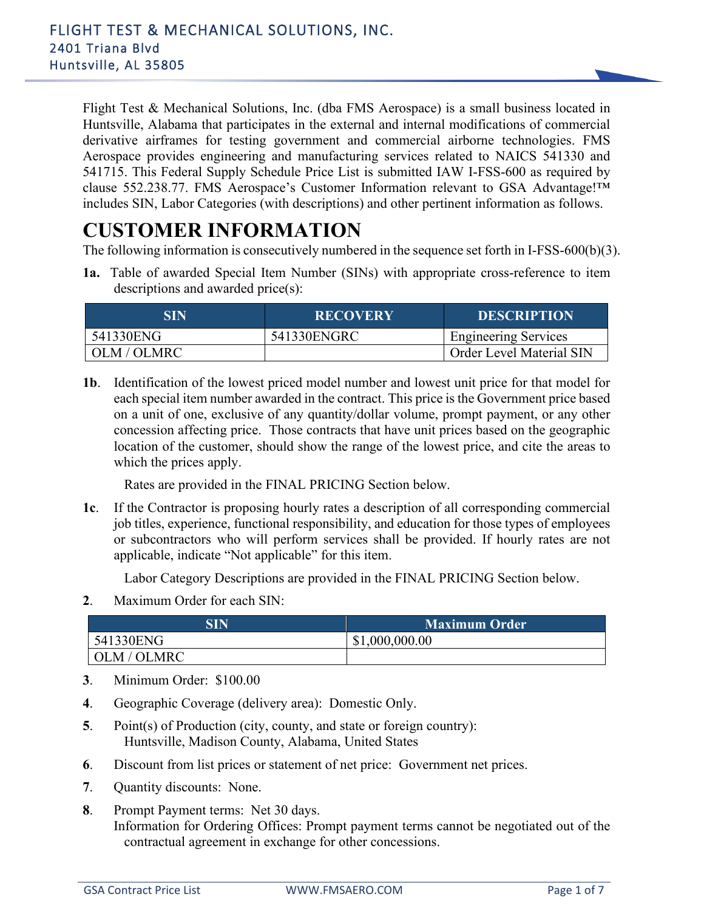Flight Test & Mechanical Solutions, Inc. (dba FMS Aerospace) is a small business located in Huntsville, Alabama that participates in the external and internal modifications of commercial derivative airframes for testing government and commercial airborne technologies. FMS Aerospace provides engineering and manufacturing services related to NAICS 541330 and 541715. This Federal Supply Schedule Price List is submitted IAW I-FSS-600 as required by clause 552.238.77. FMS Aerospace's Customer Information relevant to GSA Advantage!™ includes SIN, Labor Categories (with descriptions) and other pertinent information as follows.

# CUSTOMER INFORMATION

The following information is consecutively numbered in the sequence set forth in I-FSS-600(b)(3).

**1a.** Table of awarded Special Item Number (SINs) with appropriate cross-reference to item descriptions and awarded price(s):

| SIN | RECOVERY | DESCRIPTION |
|---|---|---|
| 541330ENG | 541330ENGRC | Engineering Services |
| OLM / OLMRC | | Order Level Material SIN |

**1b**. Identification of the lowest priced model number and lowest unit price for that model for each special item number awarded in the contract. This price is the Government price based on a unit of one, exclusive of any quantity/dollar volume, prompt payment, or any other concession affecting price. Those contracts that have unit prices based on the geographic location of the customer, should show the range of the lowest price, and cite the areas to which the prices apply.

Rates are provided in the FINAL PRICING Section below.

**1c**. If the Contractor is proposing hourly rates a description of all corresponding commercial job titles, experience, functional responsibility, and education for those types of employees or subcontractors who will perform services shall be provided. If hourly rates are not applicable, indicate "Not applicable" for this item.

Labor Category Descriptions are provided in the FINAL PRICING Section below.

**2**. Maximum Order for each SIN:

| SIN | Maximum Order |
|---|---|
| 541330ENG | $1,000,000.00 |
| OLM / OLMRC | |

**3**. Minimum Order: $100.00

**4**. Geographic Coverage (delivery area): Domestic Only.

**5**. Point(s) of Production (city, county, and state or foreign country):
Huntsville, Madison County, Alabama, United States

**6**. Discount from list prices or statement of net price: Government net prices.

**7**. Quantity discounts: None.

**8**. Prompt Payment terms: Net 30 days.
Information for Ordering Offices: Prompt payment terms cannot be negotiated out of the contractual agreement in exchange for other concessions.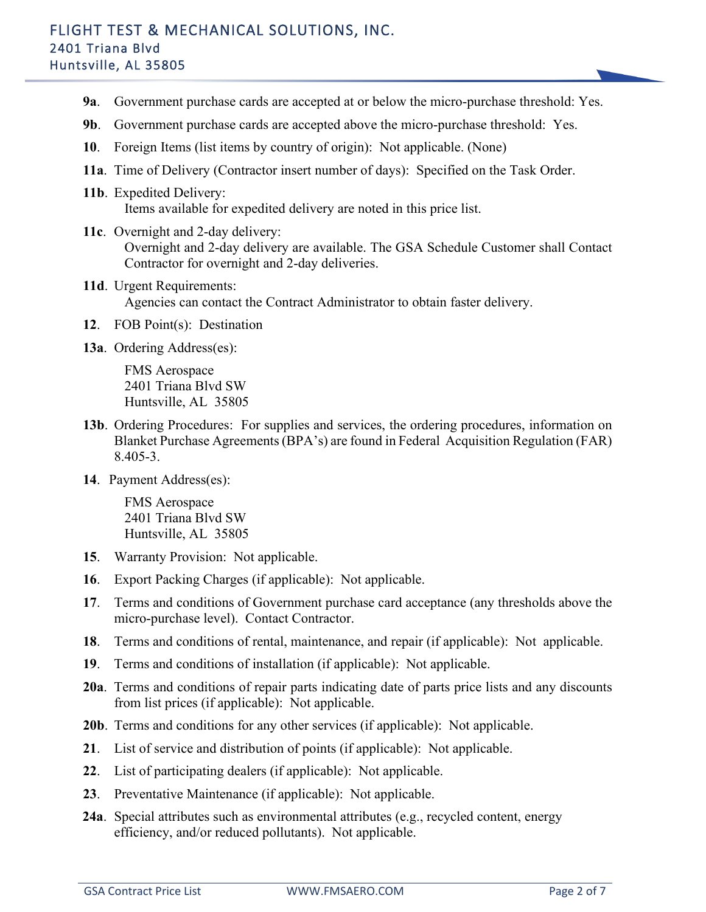**9a**. Government purchase cards are accepted at or below the micro-purchase threshold: Yes.

**9b**. Government purchase cards are accepted above the micro-purchase threshold: Yes.

**10**. Foreign Items (list items by country of origin): Not applicable. (None)

**11a**. Time of Delivery (Contractor insert number of days): Specified on the Task Order.

**11b**. Expedited Delivery:
Items available for expedited delivery are noted in this price list.

**11c**. Overnight and 2-day delivery:
Overnight and 2-day delivery are available. The GSA Schedule Customer shall Contact Contractor for overnight and 2-day deliveries.

**11d**. Urgent Requirements:
Agencies can contact the Contract Administrator to obtain faster delivery.

**12**. FOB Point(s): Destination

**13a**. Ordering Address(es):

FMS Aerospace
2401 Triana Blvd SW
Huntsville, AL 35805

**13b**. Ordering Procedures: For supplies and services, the ordering procedures, information on Blanket Purchase Agreements (BPA's) are found in Federal Acquisition Regulation (FAR) 8.405-3.

**14**. Payment Address(es):

FMS Aerospace
2401 Triana Blvd SW
Huntsville, AL 35805

**15**. Warranty Provision: Not applicable.

**16**. Export Packing Charges (if applicable): Not applicable.

**17**. Terms and conditions of Government purchase card acceptance (any thresholds above the micro-purchase level). Contact Contractor.

**18**. Terms and conditions of rental, maintenance, and repair (if applicable): Not applicable.

**19**. Terms and conditions of installation (if applicable): Not applicable.

**20a**. Terms and conditions of repair parts indicating date of parts price lists and any discounts from list prices (if applicable): Not applicable.

**20b**. Terms and conditions for any other services (if applicable): Not applicable.

**21**. List of service and distribution of points (if applicable): Not applicable.

**22**. List of participating dealers (if applicable): Not applicable.

**23**. Preventative Maintenance (if applicable): Not applicable.

**24a**. Special attributes such as environmental attributes (e.g., recycled content, energy efficiency, and/or reduced pollutants). Not applicable.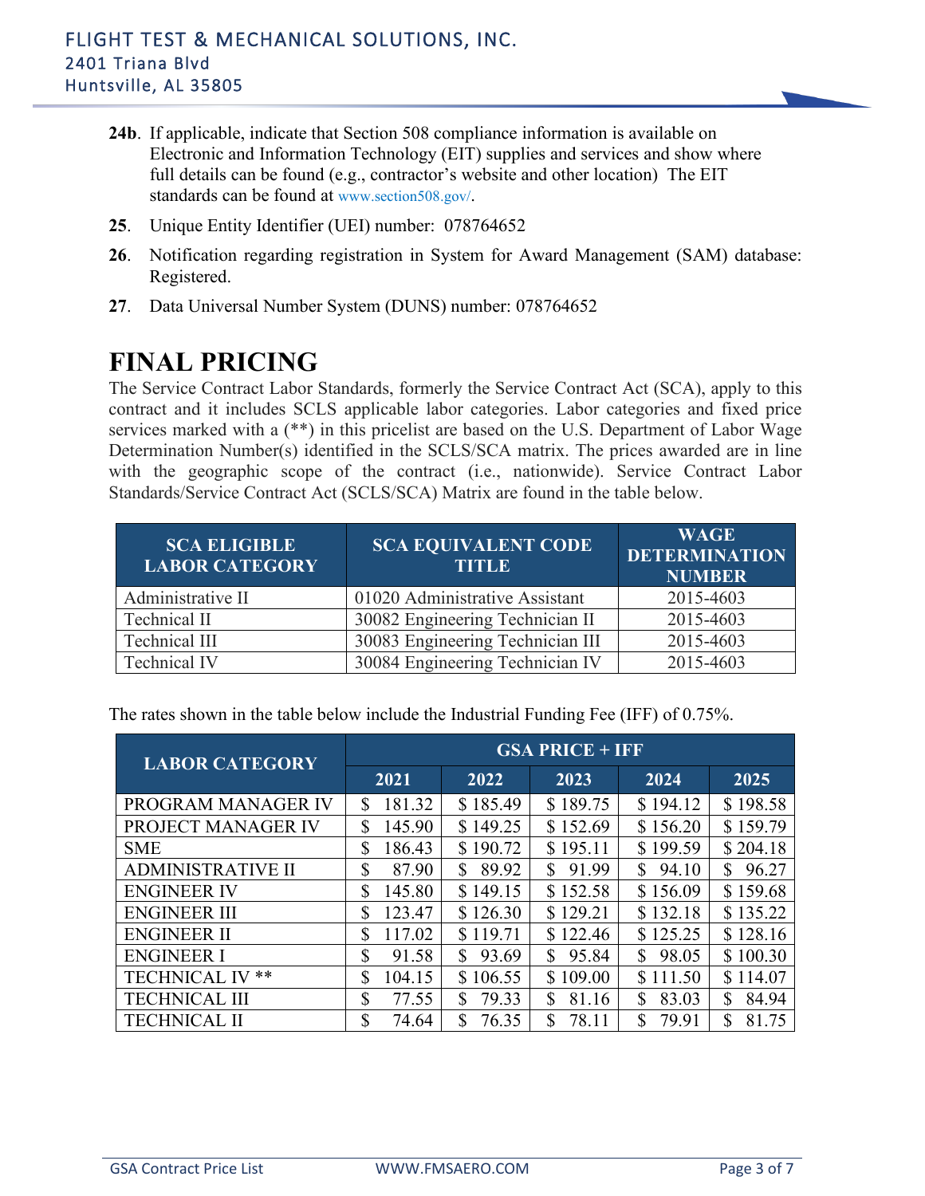**24b**. If applicable, indicate that Section 508 compliance information is available on Electronic and Information Technology (EIT) supplies and services and show where full details can be found (e.g., contractor's website and other location) The EIT standards can be found at www.section508.gov/.

**25**. Unique Entity Identifier (UEI) number: 078764652

**26**. Notification regarding registration in System for Award Management (SAM) database: Registered.

**27**. Data Universal Number System (DUNS) number: 078764652

# FINAL PRICING

The Service Contract Labor Standards, formerly the Service Contract Act (SCA), apply to this contract and it includes SCLS applicable labor categories. Labor categories and fixed price services marked with a (**) in this pricelist are based on the U.S. Department of Labor Wage Determination Number(s) identified in the SCLS/SCA matrix. The prices awarded are in line with the geographic scope of the contract (i.e., nationwide). Service Contract Labor Standards/Service Contract Act (SCLS/SCA) Matrix are found in the table below.

| SCA ELIGIBLE LABOR CATEGORY | SCA EQUIVALENT CODE TITLE | WAGE DETERMINATION NUMBER |
|---|---|---|
| Administrative II | 01020 Administrative Assistant | 2015-4603 |
| Technical II | 30082 Engineering Technician II | 2015-4603 |
| Technical III | 30083 Engineering Technician III | 2015-4603 |
| Technical IV | 30084 Engineering Technician IV | 2015-4603 |

The rates shown in the table below include the Industrial Funding Fee (IFF) of 0.75%.

| LABOR CATEGORY | GSA PRICE + IFF | | | | |
|---|---|---|---|---|---|
| | 2021 | 2022 | 2023 | 2024 | 2025 |
| PROGRAM MANAGER IV | $ 181.32 | $ 185.49 | $ 189.75 | $ 194.12 | $ 198.58 |
| PROJECT MANAGER IV | $ 145.90 | $ 149.25 | $ 152.69 | $ 156.20 | $ 159.79 |
| SME | $ 186.43 | $ 190.72 | $ 195.11 | $ 199.59 | $ 204.18 |
| ADMINISTRATIVE II | $ 87.90 | $ 89.92 | $ 91.99 | $ 94.10 | $ 96.27 |
| ENGINEER IV | $ 145.80 | $ 149.15 | $ 152.58 | $ 156.09 | $ 159.68 |
| ENGINEER III | $ 123.47 | $ 126.30 | $ 129.21 | $ 132.18 | $ 135.22 |
| ENGINEER II | $ 117.02 | $ 119.71 | $ 122.46 | $ 125.25 | $ 128.16 |
| ENGINEER I | $ 91.58 | $ 93.69 | $ 95.84 | $ 98.05 | $ 100.30 |
| TECHNICAL IV ** | $ 104.15 | $ 106.55 | $ 109.00 | $ 111.50 | $ 114.07 |
| TECHNICAL III | $ 77.55 | $ 79.33 | $ 81.16 | $ 83.03 | $ 84.94 |
| TECHNICAL II | $ 74.64 | $ 76.35 | $ 78.11 | $ 79.91 | $ 81.75 |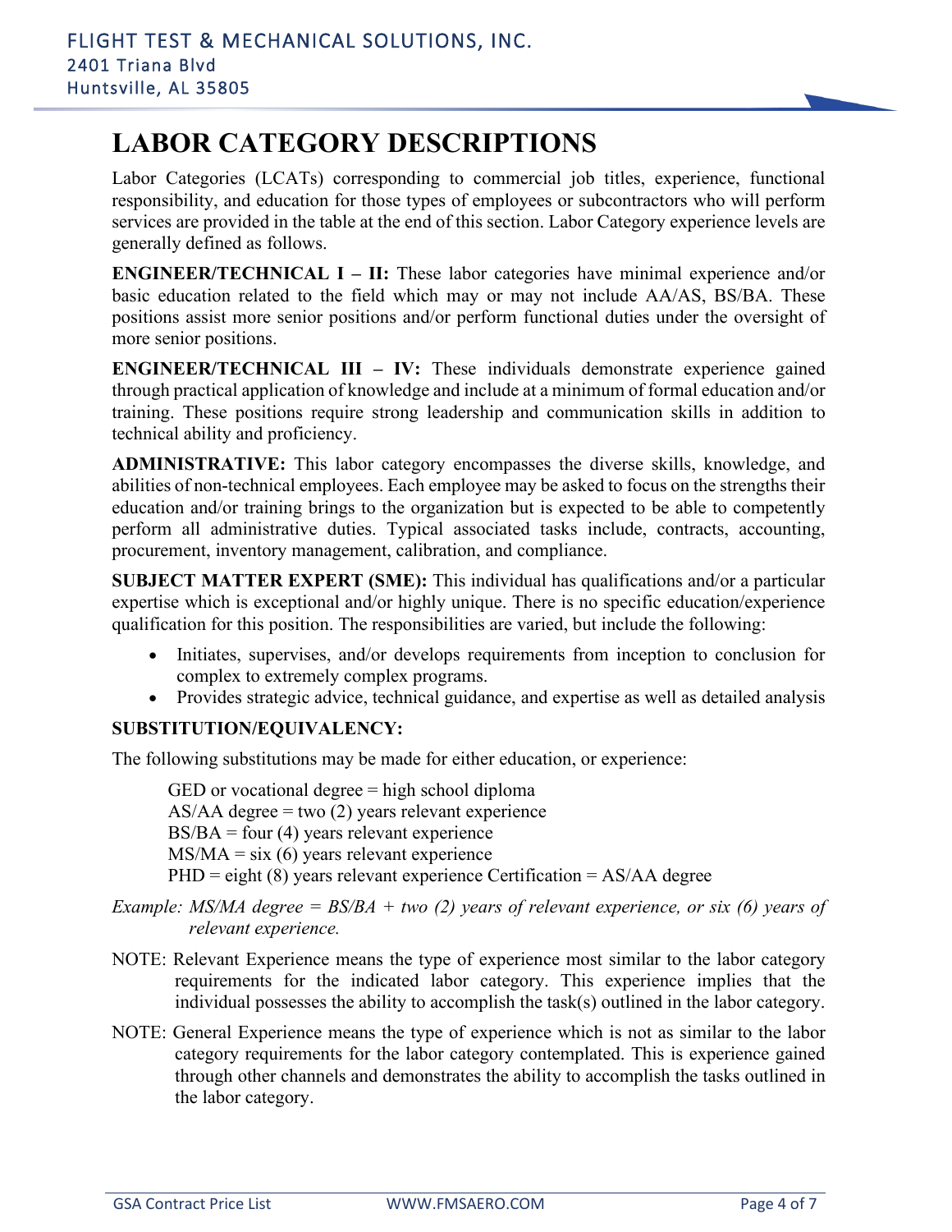# LABOR CATEGORY DESCRIPTIONS

Labor Categories (LCATs) corresponding to commercial job titles, experience, functional responsibility, and education for those types of employees or subcontractors who will perform services are provided in the table at the end of this section. Labor Category experience levels are generally defined as follows.

**ENGINEER/TECHNICAL I – II:** These labor categories have minimal experience and/or basic education related to the field which may or may not include AA/AS, BS/BA. These positions assist more senior positions and/or perform functional duties under the oversight of more senior positions.

**ENGINEER/TECHNICAL III – IV:** These individuals demonstrate experience gained through practical application of knowledge and include at a minimum of formal education and/or training. These positions require strong leadership and communication skills in addition to technical ability and proficiency.

**ADMINISTRATIVE:** This labor category encompasses the diverse skills, knowledge, and abilities of non-technical employees. Each employee may be asked to focus on the strengths their education and/or training brings to the organization but is expected to be able to competently perform all administrative duties. Typical associated tasks include, contracts, accounting, procurement, inventory management, calibration, and compliance.

**SUBJECT MATTER EXPERT (SME):** This individual has qualifications and/or a particular expertise which is exceptional and/or highly unique. There is no specific education/experience qualification for this position. The responsibilities are varied, but include the following:

- Initiates, supervises, and/or develops requirements from inception to conclusion for complex to extremely complex programs.
- Provides strategic advice, technical guidance, and expertise as well as detailed analysis

**SUBSTITUTION/EQUIVALENCY:**

The following substitutions may be made for either education, or experience:

GED or vocational degree = high school diploma
AS/AA degree = two (2) years relevant experience
BS/BA = four (4) years relevant experience
MS/MA = six (6) years relevant experience
PHD = eight (8) years relevant experience Certification = AS/AA degree

*Example: MS/MA degree = BS/BA + two (2) years of relevant experience, or six (6) years of relevant experience.*

NOTE: Relevant Experience means the type of experience most similar to the labor category requirements for the indicated labor category. This experience implies that the individual possesses the ability to accomplish the task(s) outlined in the labor category.

NOTE: General Experience means the type of experience which is not as similar to the labor category requirements for the labor category contemplated. This is experience gained through other channels and demonstrates the ability to accomplish the tasks outlined in the labor category.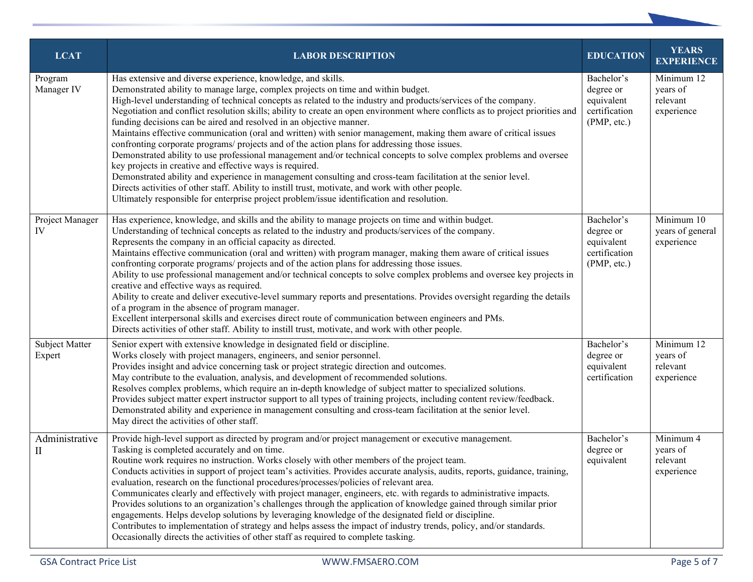| LCAT | LABOR DESCRIPTION | EDUCATION | YEARS EXPERIENCE |
|---|---|---|---|
| Program Manager IV | Has extensive and diverse experience, knowledge, and skills.<br>Demonstrated ability to manage large, complex projects on time and within budget.<br>High-level understanding of technical concepts as related to the industry and products/services of the company.<br>Negotiation and conflict resolution skills; ability to create an open environment where conflicts as to project priorities and funding decisions can be aired and resolved in an objective manner.<br>Maintains effective communication (oral and written) with senior management, making them aware of critical issues confronting corporate programs/ projects and of the action plans for addressing those issues.<br>Demonstrated ability to use professional management and/or technical concepts to solve complex problems and oversee key projects in creative and effective ways is required.<br>Demonstrated ability and experience in management consulting and cross-team facilitation at the senior level.<br>Directs activities of other staff. Ability to instill trust, motivate, and work with other people.<br>Ultimately responsible for enterprise project problem/issue identification and resolution. | Bachelor's degree or equivalent certification (PMP, etc.) | Minimum 12 years of relevant experience |
| Project Manager IV | Has experience, knowledge, and skills and the ability to manage projects on time and within budget.<br>Understanding of technical concepts as related to the industry and products/services of the company.<br>Represents the company in an official capacity as directed.<br>Maintains effective communication (oral and written) with program manager, making them aware of critical issues confronting corporate programs/ projects and of the action plans for addressing those issues.<br>Ability to use professional management and/or technical concepts to solve complex problems and oversee key projects in creative and effective ways as required.<br>Ability to create and deliver executive-level summary reports and presentations. Provides oversight regarding the details of a program in the absence of program manager.<br>Excellent interpersonal skills and exercises direct route of communication between engineers and PMs.<br>Directs activities of other staff. Ability to instill trust, motivate, and work with other people. | Bachelor's degree or equivalent certification (PMP, etc.) | Minimum 10 years of general experience |
| Subject Matter Expert | Senior expert with extensive knowledge in designated field or discipline.<br>Works closely with project managers, engineers, and senior personnel.<br>Provides insight and advice concerning task or project strategic direction and outcomes.<br>May contribute to the evaluation, analysis, and development of recommended solutions.<br>Resolves complex problems, which require an in-depth knowledge of subject matter to specialized solutions.<br>Provides subject matter expert instructor support to all types of training projects, including content review/feedback.<br>Demonstrated ability and experience in management consulting and cross-team facilitation at the senior level.<br>May direct the activities of other staff. | Bachelor's degree or equivalent certification | Minimum 12 years of relevant experience |
| Administrative II | Provide high-level support as directed by program and/or project management or executive management.<br>Tasking is completed accurately and on time.<br>Routine work requires no instruction. Works closely with other members of the project team.<br>Conducts activities in support of project team's activities. Provides accurate analysis, audits, reports, guidance, training, evaluation, research on the functional procedures/processes/policies of relevant area.<br>Communicates clearly and effectively with project manager, engineers, etc. with regards to administrative impacts.<br>Provides solutions to an organization's challenges through the application of knowledge gained through similar prior engagements. Helps develop solutions by leveraging knowledge of the designated field or discipline.<br>Contributes to implementation of strategy and helps assess the impact of industry trends, policy, and/or standards.<br>Occasionally directs the activities of other staff as required to complete tasking. | Bachelor's degree or equivalent | Minimum 4 years of relevant experience |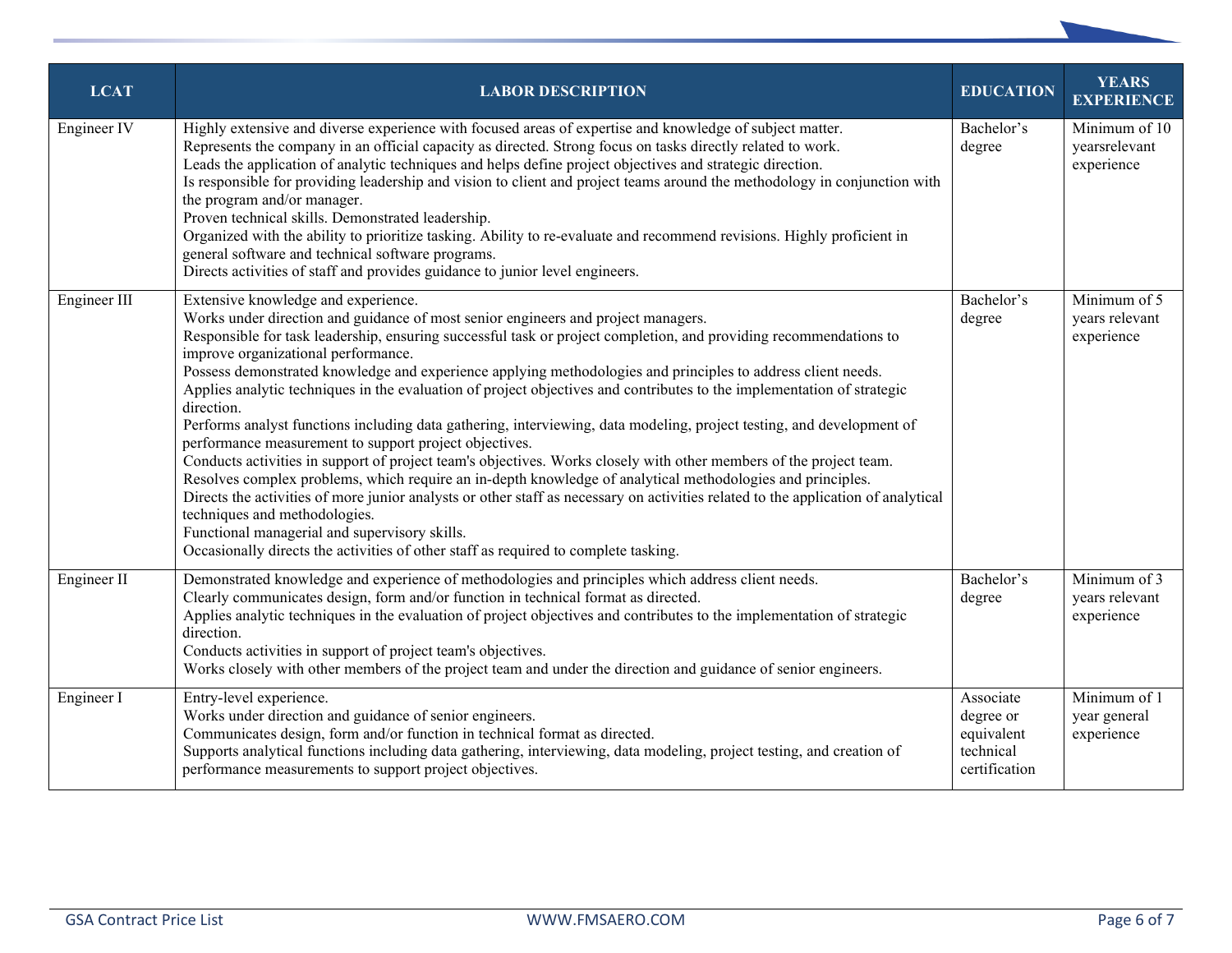| LCAT | LABOR DESCRIPTION | EDUCATION | YEARS EXPERIENCE |
|---|---|---|---|
| Engineer IV | Highly extensive and diverse experience with focused areas of expertise and knowledge of subject matter.<br>Represents the company in an official capacity as directed. Strong focus on tasks directly related to work.<br>Leads the application of analytic techniques and helps define project objectives and strategic direction.<br>Is responsible for providing leadership and vision to client and project teams around the methodology in conjunction with the program and/or manager.<br>Proven technical skills. Demonstrated leadership.<br>Organized with the ability to prioritize tasking. Ability to re-evaluate and recommend revisions. Highly proficient in general software and technical software programs.<br>Directs activities of staff and provides guidance to junior level engineers. | Bachelor's degree | Minimum of 10 yearsrelevant experience |
| Engineer III | Extensive knowledge and experience.<br>Works under direction and guidance of most senior engineers and project managers.<br>Responsible for task leadership, ensuring successful task or project completion, and providing recommendations to improve organizational performance.<br>Possess demonstrated knowledge and experience applying methodologies and principles to address client needs.<br>Applies analytic techniques in the evaluation of project objectives and contributes to the implementation of strategic direction.<br>Performs analyst functions including data gathering, interviewing, data modeling, project testing, and development of performance measurement to support project objectives.<br>Conducts activities in support of project team's objectives. Works closely with other members of the project team.<br>Resolves complex problems, which require an in-depth knowledge of analytical methodologies and principles.<br>Directs the activities of more junior analysts or other staff as necessary on activities related to the application of analytical techniques and methodologies.<br>Functional managerial and supervisory skills.<br>Occasionally directs the activities of other staff as required to complete tasking. | Bachelor's degree | Minimum of 5 years relevant experience |
| Engineer II | Demonstrated knowledge and experience of methodologies and principles which address client needs.<br>Clearly communicates design, form and/or function in technical format as directed.<br>Applies analytic techniques in the evaluation of project objectives and contributes to the implementation of strategic direction.<br>Conducts activities in support of project team's objectives.<br>Works closely with other members of the project team and under the direction and guidance of senior engineers. | Bachelor's degree | Minimum of 3 years relevant experience |
| Engineer I | Entry-level experience.<br>Works under direction and guidance of senior engineers.<br>Communicates design, form and/or function in technical format as directed.<br>Supports analytical functions including data gathering, interviewing, data modeling, project testing, and creation of performance measurements to support project objectives. | Associate degree or equivalent technical certification | Minimum of 1 year general experience |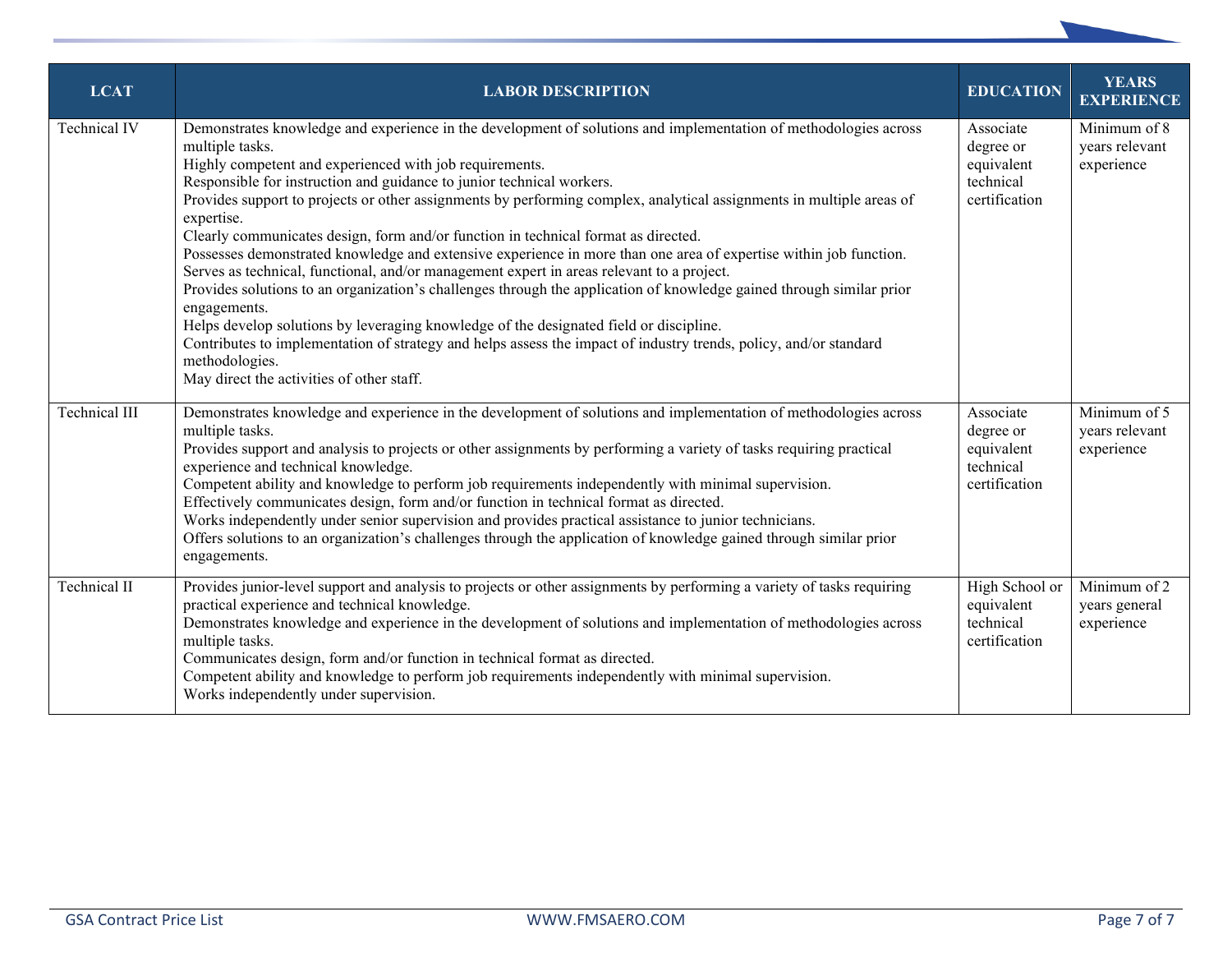| LCAT | LABOR DESCRIPTION | EDUCATION | YEARS EXPERIENCE |
|---|---|---|---|
| Technical IV | Demonstrates knowledge and experience in the development of solutions and implementation of methodologies across multiple tasks.<br>Highly competent and experienced with job requirements.<br>Responsible for instruction and guidance to junior technical workers.<br>Provides support to projects or other assignments by performing complex, analytical assignments in multiple areas of expertise.<br>Clearly communicates design, form and/or function in technical format as directed.<br>Possesses demonstrated knowledge and extensive experience in more than one area of expertise within job function.<br>Serves as technical, functional, and/or management expert in areas relevant to a project.<br>Provides solutions to an organization's challenges through the application of knowledge gained through similar prior engagements.<br>Helps develop solutions by leveraging knowledge of the designated field or discipline.<br>Contributes to implementation of strategy and helps assess the impact of industry trends, policy, and/or standard methodologies.<br>May direct the activities of other staff. | Associate degree or equivalent technical certification | Minimum of 8 years relevant experience |
| Technical III | Demonstrates knowledge and experience in the development of solutions and implementation of methodologies across multiple tasks.<br>Provides support and analysis to projects or other assignments by performing a variety of tasks requiring practical experience and technical knowledge.<br>Competent ability and knowledge to perform job requirements independently with minimal supervision.<br>Effectively communicates design, form and/or function in technical format as directed.<br>Works independently under senior supervision and provides practical assistance to junior technicians.<br>Offers solutions to an organization's challenges through the application of knowledge gained through similar prior engagements. | Associate degree or equivalent technical certification | Minimum of 5 years relevant experience |
| Technical II | Provides junior-level support and analysis to projects or other assignments by performing a variety of tasks requiring practical experience and technical knowledge.<br>Demonstrates knowledge and experience in the development of solutions and implementation of methodologies across multiple tasks.<br>Communicates design, form and/or function in technical format as directed.<br>Competent ability and knowledge to perform job requirements independently with minimal supervision.<br>Works independently under supervision. | High School or equivalent technical certification | Minimum of 2 years general experience |